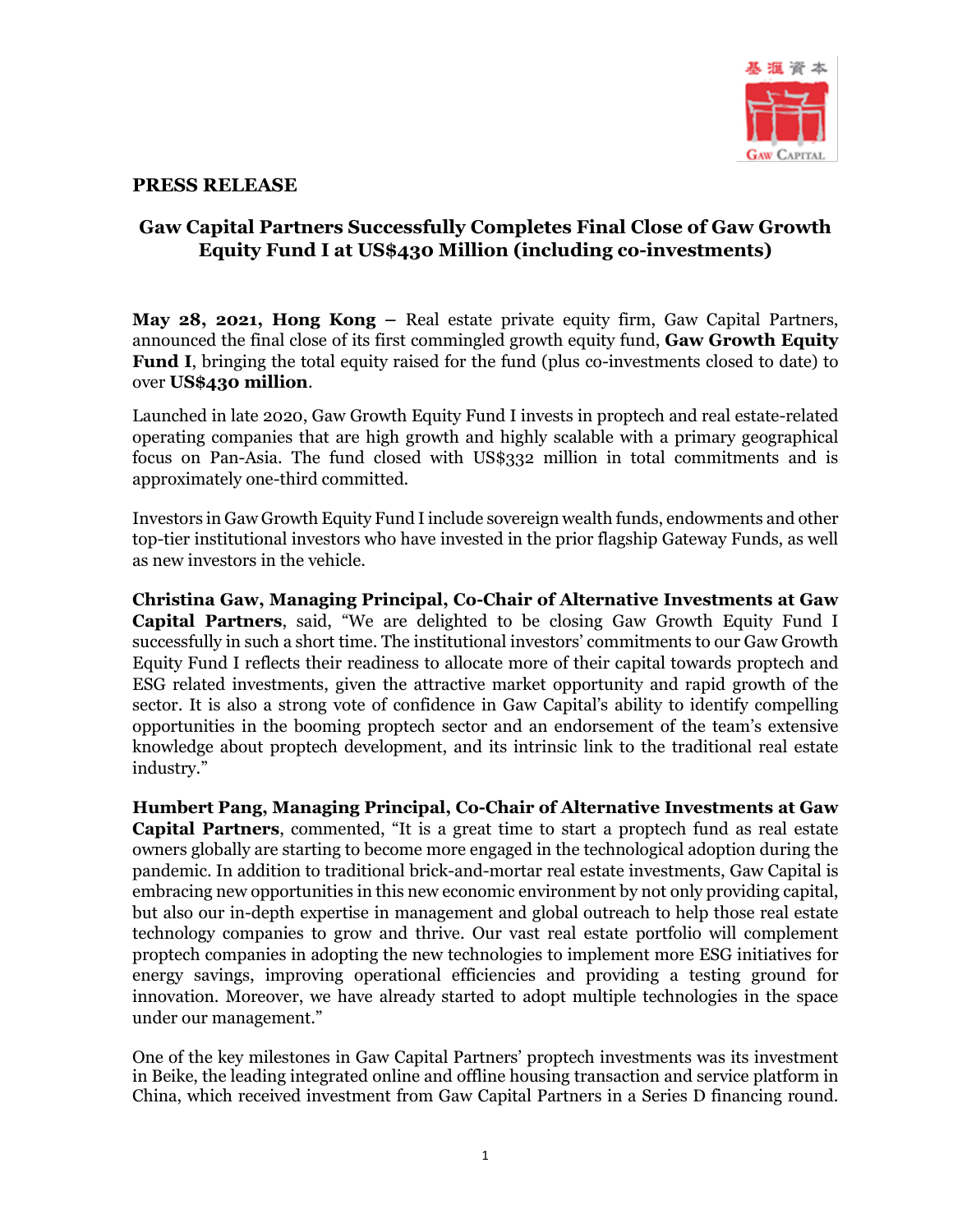**PRESS RELEASE**

## Gaw Capital Partners Successfully Completes Final Close of Gaw Growth Equity Fund I at US$430 Million (including co-investments)

**May 28, 2021, Hong Kong –** Real estate private equity firm, Gaw Capital Partners, announced the final close of its first commingled growth equity fund, **Gaw Growth Equity Fund I**, bringing the total equity raised for the fund (plus co-investments closed to date) to over **US$430 million**.

Launched in late 2020, Gaw Growth Equity Fund I invests in proptech and real estate-related operating companies that are high growth and highly scalable with a primary geographical focus on Pan-Asia. The fund closed with US$332 million in total commitments and is approximately one-third committed.

Investors in Gaw Growth Equity Fund I include sovereign wealth funds, endowments and other top-tier institutional investors who have invested in the prior flagship Gateway Funds, as well as new investors in the vehicle.

**Christina Gaw, Managing Principal, Co-Chair of Alternative Investments at Gaw Capital Partners**, said, "We are delighted to be closing Gaw Growth Equity Fund I successfully in such a short time. The institutional investors' commitments to our Gaw Growth Equity Fund I reflects their readiness to allocate more of their capital towards proptech and ESG related investments, given the attractive market opportunity and rapid growth of the sector. It is also a strong vote of confidence in Gaw Capital's ability to identify compelling opportunities in the booming proptech sector and an endorsement of the team's extensive knowledge about proptech development, and its intrinsic link to the traditional real estate industry."

**Humbert Pang, Managing Principal, Co-Chair of Alternative Investments at Gaw Capital Partners**, commented, "It is a great time to start a proptech fund as real estate owners globally are starting to become more engaged in the technological adoption during the pandemic. In addition to traditional brick-and-mortar real estate investments, Gaw Capital is embracing new opportunities in this new economic environment by not only providing capital, but also our in-depth expertise in management and global outreach to help those real estate technology companies to grow and thrive. Our vast real estate portfolio will complement proptech companies in adopting the new technologies to implement more ESG initiatives for energy savings, improving operational efficiencies and providing a testing ground for innovation. Moreover, we have already started to adopt multiple technologies in the space under our management."

One of the key milestones in Gaw Capital Partners' proptech investments was its investment in Beike, the leading integrated online and offline housing transaction and service platform in China, which received investment from Gaw Capital Partners in a Series D financing round.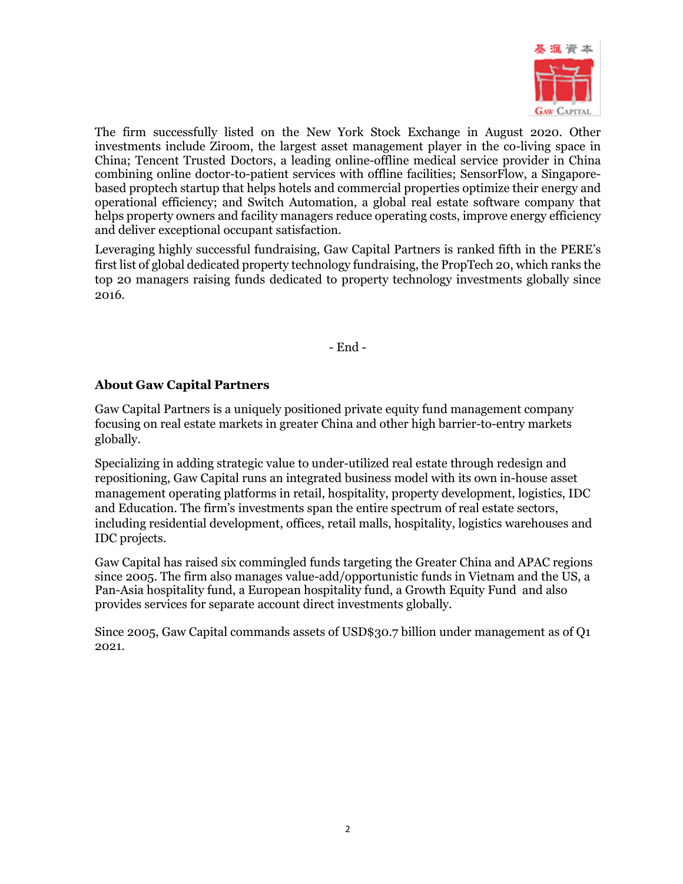The firm successfully listed on the New York Stock Exchange in August 2020. Other investments include Ziroom, the largest asset management player in the co-living space in China; Tencent Trusted Doctors, a leading online-offline medical service provider in China combining online doctor-to-patient services with offline facilities; SensorFlow, a Singapore-based proptech startup that helps hotels and commercial properties optimize their energy and operational efficiency; and Switch Automation, a global real estate software company that helps property owners and facility managers reduce operating costs, improve energy efficiency and deliver exceptional occupant satisfaction.

Leveraging highly successful fundraising, Gaw Capital Partners is ranked fifth in the PERE's first list of global dedicated property technology fundraising, the PropTech 20, which ranks the top 20 managers raising funds dedicated to property technology investments globally since 2016.

- End -

**About Gaw Capital Partners**

Gaw Capital Partners is a uniquely positioned private equity fund management company focusing on real estate markets in greater China and other high barrier-to-entry markets globally.

Specializing in adding strategic value to under-utilized real estate through redesign and repositioning, Gaw Capital runs an integrated business model with its own in-house asset management operating platforms in retail, hospitality, property development, logistics, IDC and Education. The firm's investments span the entire spectrum of real estate sectors, including residential development, offices, retail malls, hospitality, logistics warehouses and IDC projects.

Gaw Capital has raised six commingled funds targeting the Greater China and APAC regions since 2005. The firm also manages value-add/opportunistic funds in Vietnam and the US, a Pan-Asia hospitality fund, a European hospitality fund, a Growth Equity Fund and also provides services for separate account direct investments globally.

Since 2005, Gaw Capital commands assets of USD$30.7 billion under management as of Q1 2021.